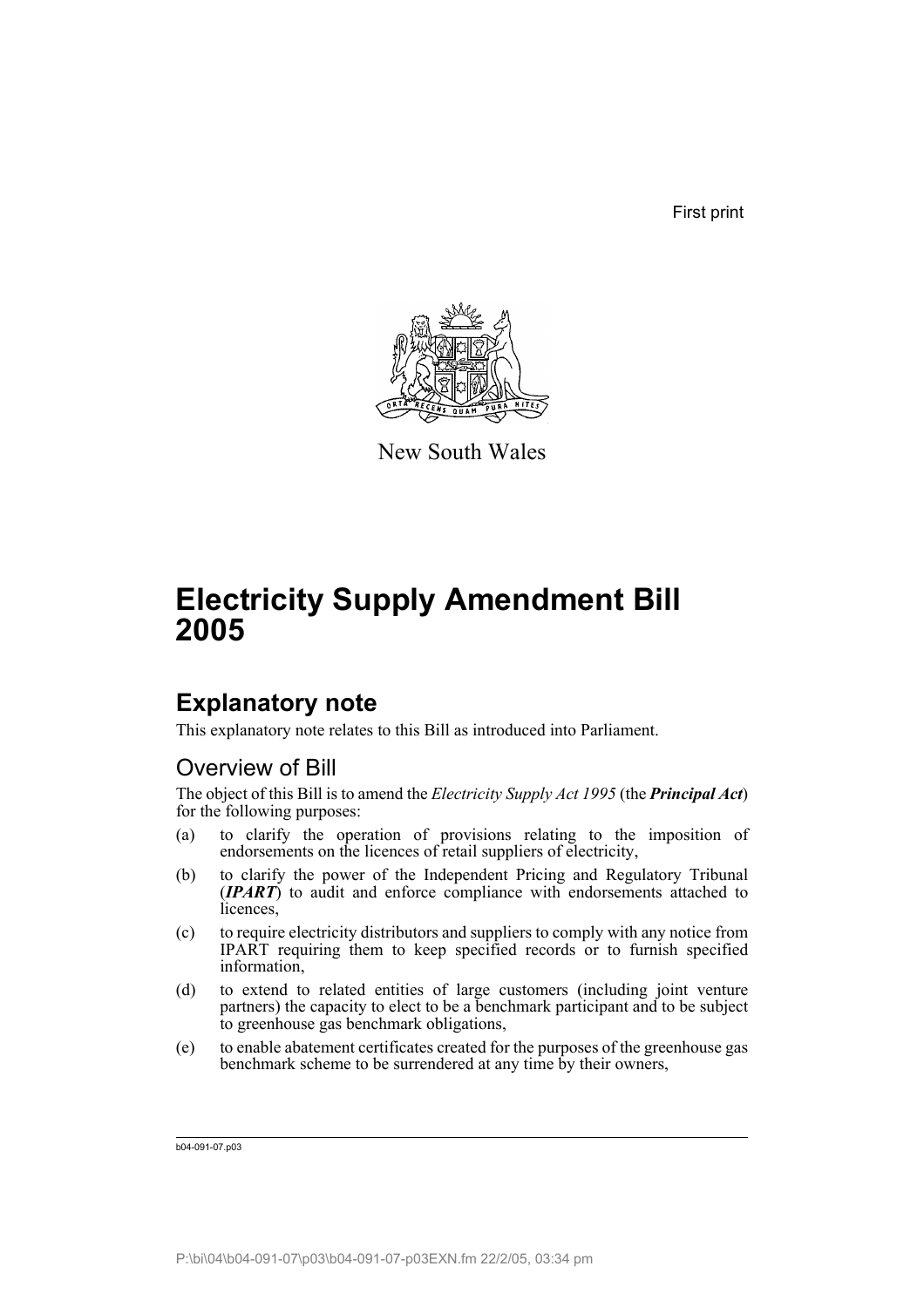First print

New South Wales

# Electricity Supply Amendment Bill 2005

## Explanatory note

This explanatory note relates to this Bill as introduced into Parliament.

### Overview of Bill

The object of this Bill is to amend the *Electricity Supply Act 1995* (the ***Principal Act***) for the following purposes:

(a) to clarify the operation of provisions relating to the imposition of endorsements on the licences of retail suppliers of electricity,

(b) to clarify the power of the Independent Pricing and Regulatory Tribunal (***IPART***) to audit and enforce compliance with endorsements attached to licences,

(c) to require electricity distributors and suppliers to comply with any notice from IPART requiring them to keep specified records or to furnish specified information,

(d) to extend to related entities of large customers (including joint venture partners) the capacity to elect to be a benchmark participant and to be subject to greenhouse gas benchmark obligations,

(e) to enable abatement certificates created for the purposes of the greenhouse gas benchmark scheme to be surrendered at any time by their owners,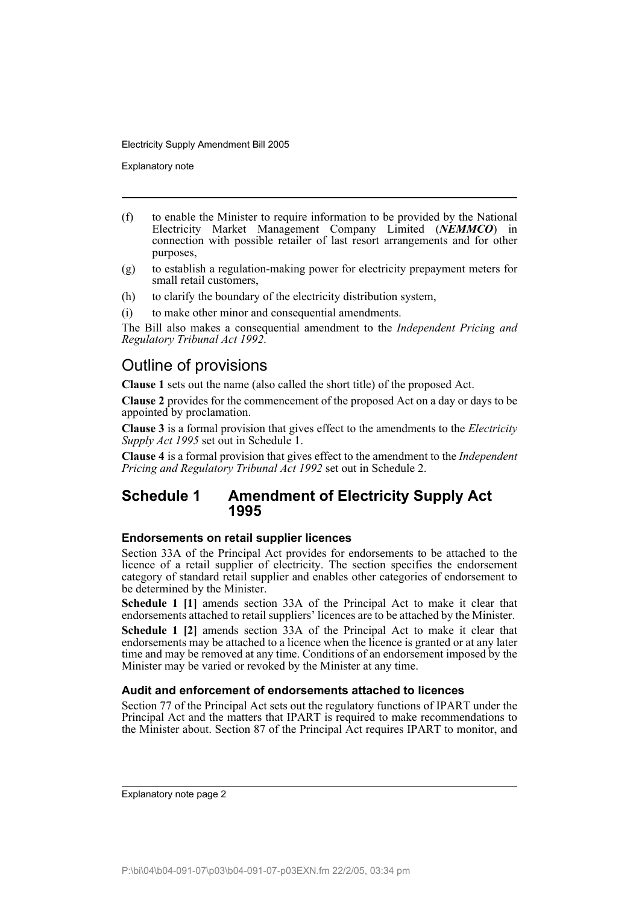(f) to enable the Minister to require information to be provided by the National Electricity Market Management Company Limited (***NEMMCO***) in connection with possible retailer of last resort arrangements and for other purposes,

(g) to establish a regulation-making power for electricity prepayment meters for small retail customers,

(h) to clarify the boundary of the electricity distribution system,

(i) to make other minor and consequential amendments.

The Bill also makes a consequential amendment to the *Independent Pricing and Regulatory Tribunal Act 1992*.

## Outline of provisions

**Clause 1** sets out the name (also called the short title) of the proposed Act.

**Clause 2** provides for the commencement of the proposed Act on a day or days to be appointed by proclamation.

**Clause 3** is a formal provision that gives effect to the amendments to the *Electricity Supply Act 1995* set out in Schedule 1.

**Clause 4** is a formal provision that gives effect to the amendment to the *Independent Pricing and Regulatory Tribunal Act 1992* set out in Schedule 2.

## Schedule 1 Amendment of Electricity Supply Act 1995

### Endorsements on retail supplier licences

Section 33A of the Principal Act provides for endorsements to be attached to the licence of a retail supplier of electricity. The section specifies the endorsement category of standard retail supplier and enables other categories of endorsement to be determined by the Minister.

**Schedule 1 [1]** amends section 33A of the Principal Act to make it clear that endorsements attached to retail suppliers' licences are to be attached by the Minister.

**Schedule 1 [2]** amends section 33A of the Principal Act to make it clear that endorsements may be attached to a licence when the licence is granted or at any later time and may be removed at any time. Conditions of an endorsement imposed by the Minister may be varied or revoked by the Minister at any time.

### Audit and enforcement of endorsements attached to licences

Section 77 of the Principal Act sets out the regulatory functions of IPART under the Principal Act and the matters that IPART is required to make recommendations to the Minister about. Section 87 of the Principal Act requires IPART to monitor, and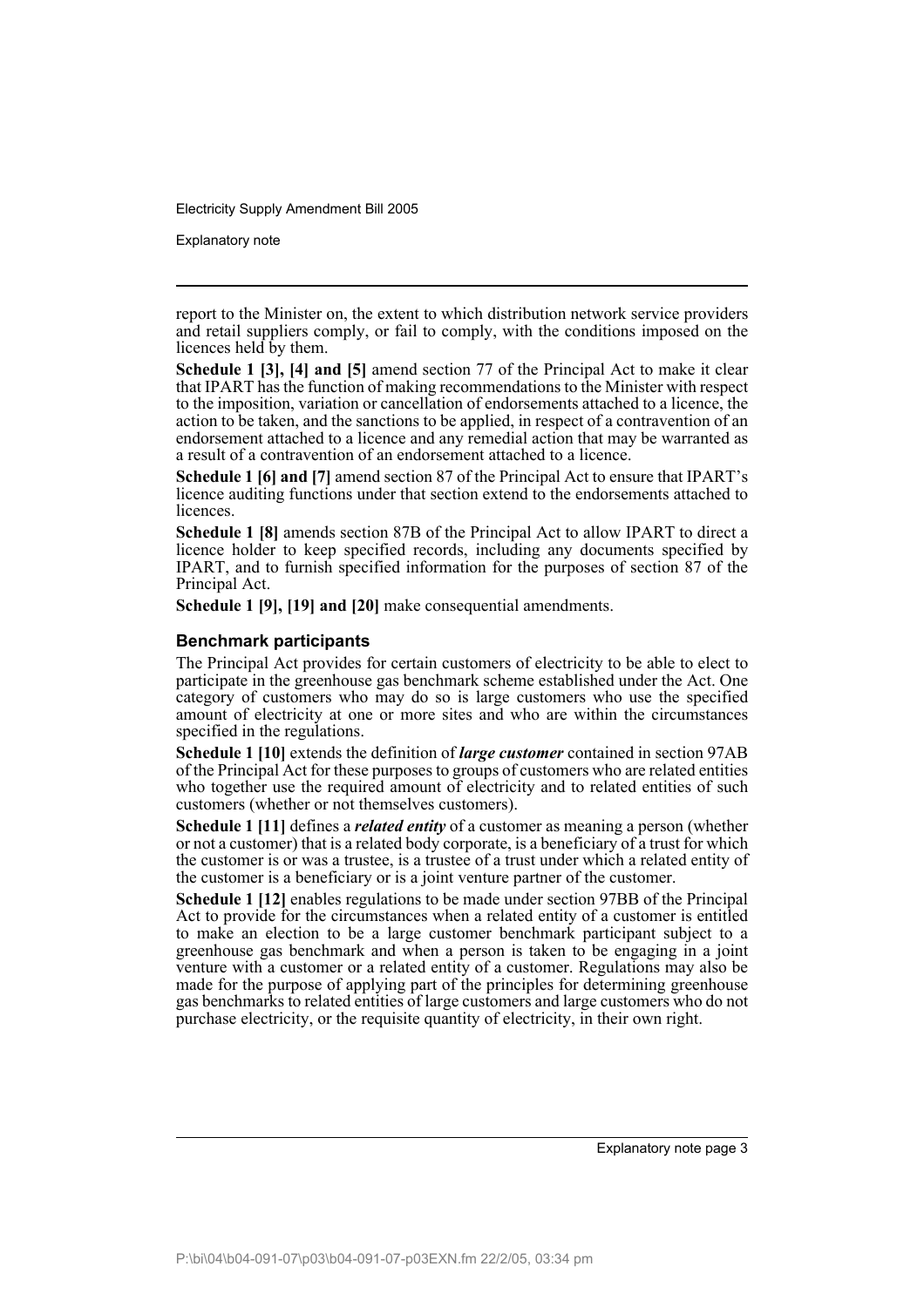report to the Minister on, the extent to which distribution network service providers and retail suppliers comply, or fail to comply, with the conditions imposed on the licences held by them.

**Schedule 1 [3], [4] and [5]** amend section 77 of the Principal Act to make it clear that IPART has the function of making recommendations to the Minister with respect to the imposition, variation or cancellation of endorsements attached to a licence, the action to be taken, and the sanctions to be applied, in respect of a contravention of an endorsement attached to a licence and any remedial action that may be warranted as a result of a contravention of an endorsement attached to a licence.

**Schedule 1 [6] and [7]** amend section 87 of the Principal Act to ensure that IPART's licence auditing functions under that section extend to the endorsements attached to licences.

**Schedule 1 [8]** amends section 87B of the Principal Act to allow IPART to direct a licence holder to keep specified records, including any documents specified by IPART, and to furnish specified information for the purposes of section 87 of the Principal Act.

**Schedule 1 [9], [19] and [20]** make consequential amendments.

### Benchmark participants

The Principal Act provides for certain customers of electricity to be able to elect to participate in the greenhouse gas benchmark scheme established under the Act. One category of customers who may do so is large customers who use the specified amount of electricity at one or more sites and who are within the circumstances specified in the regulations.

**Schedule 1 [10]** extends the definition of ***large customer*** contained in section 97AB of the Principal Act for these purposes to groups of customers who are related entities who together use the required amount of electricity and to related entities of such customers (whether or not themselves customers).

**Schedule 1 [11]** defines a ***related entity*** of a customer as meaning a person (whether or not a customer) that is a related body corporate, is a beneficiary of a trust for which the customer is or was a trustee, is a trustee of a trust under which a related entity of the customer is a beneficiary or is a joint venture partner of the customer.

**Schedule 1 [12]** enables regulations to be made under section 97BB of the Principal Act to provide for the circumstances when a related entity of a customer is entitled to make an election to be a large customer benchmark participant subject to a greenhouse gas benchmark and when a person is taken to be engaging in a joint venture with a customer or a related entity of a customer. Regulations may also be made for the purpose of applying part of the principles for determining greenhouse gas benchmarks to related entities of large customers and large customers who do not purchase electricity, or the requisite quantity of electricity, in their own right.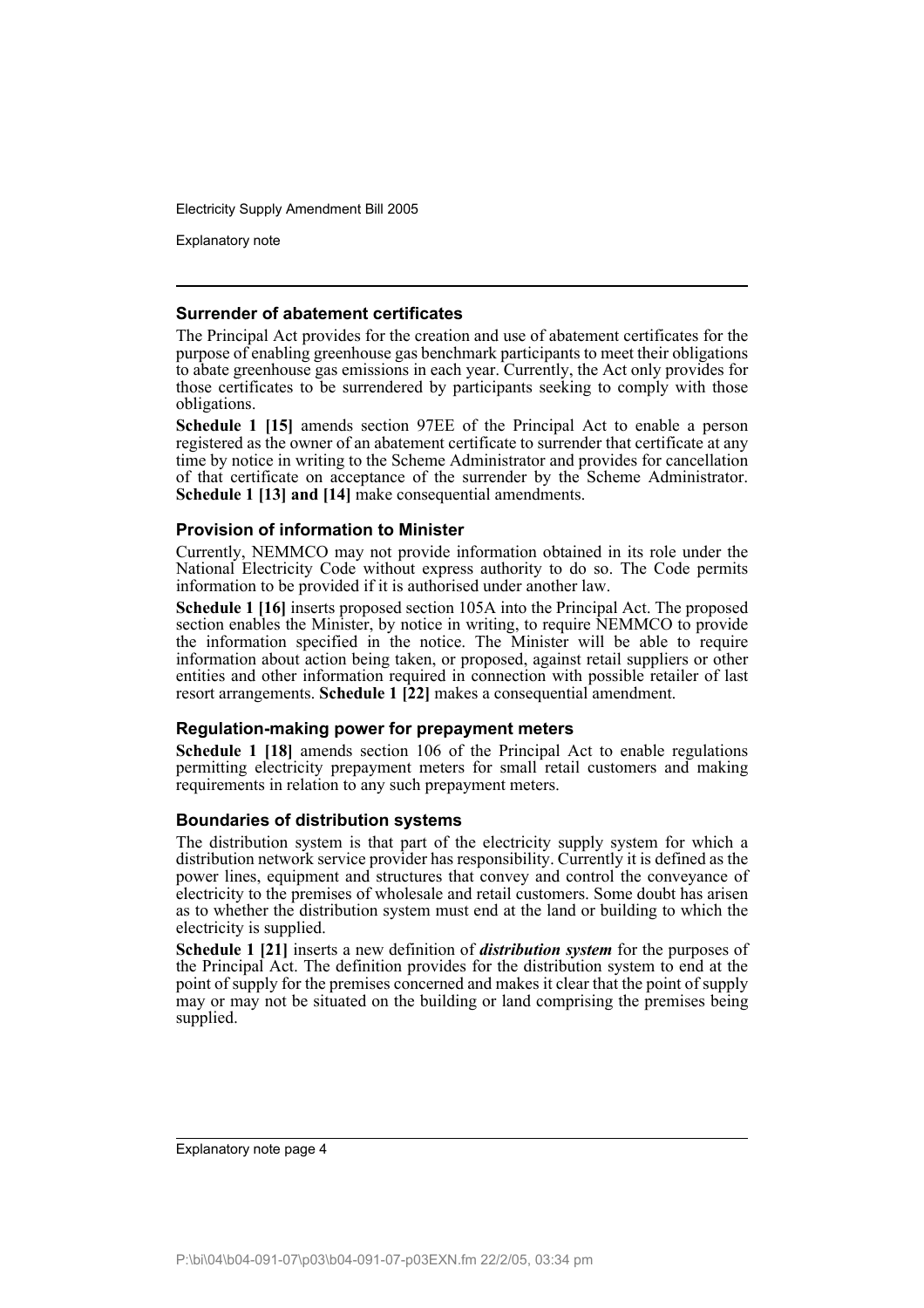### Surrender of abatement certificates

The Principal Act provides for the creation and use of abatement certificates for the purpose of enabling greenhouse gas benchmark participants to meet their obligations to abate greenhouse gas emissions in each year. Currently, the Act only provides for those certificates to be surrendered by participants seeking to comply with those obligations.

**Schedule 1 [15]** amends section 97EE of the Principal Act to enable a person registered as the owner of an abatement certificate to surrender that certificate at any time by notice in writing to the Scheme Administrator and provides for cancellation of that certificate on acceptance of the surrender by the Scheme Administrator. **Schedule 1 [13] and [14]** make consequential amendments.

### Provision of information to Minister

Currently, NEMMCO may not provide information obtained in its role under the National Electricity Code without express authority to do so. The Code permits information to be provided if it is authorised under another law.

**Schedule 1 [16]** inserts proposed section 105A into the Principal Act. The proposed section enables the Minister, by notice in writing, to require NEMMCO to provide the information specified in the notice. The Minister will be able to require information about action being taken, or proposed, against retail suppliers or other entities and other information required in connection with possible retailer of last resort arrangements. **Schedule 1 [22]** makes a consequential amendment.

### Regulation-making power for prepayment meters

**Schedule 1 [18]** amends section 106 of the Principal Act to enable regulations permitting electricity prepayment meters for small retail customers and making requirements in relation to any such prepayment meters.

### Boundaries of distribution systems

The distribution system is that part of the electricity supply system for which a distribution network service provider has responsibility. Currently it is defined as the power lines, equipment and structures that convey and control the conveyance of electricity to the premises of wholesale and retail customers. Some doubt has arisen as to whether the distribution system must end at the land or building to which the electricity is supplied.

**Schedule 1 [21]** inserts a new definition of ***distribution system*** for the purposes of the Principal Act. The definition provides for the distribution system to end at the point of supply for the premises concerned and makes it clear that the point of supply may or may not be situated on the building or land comprising the premises being supplied.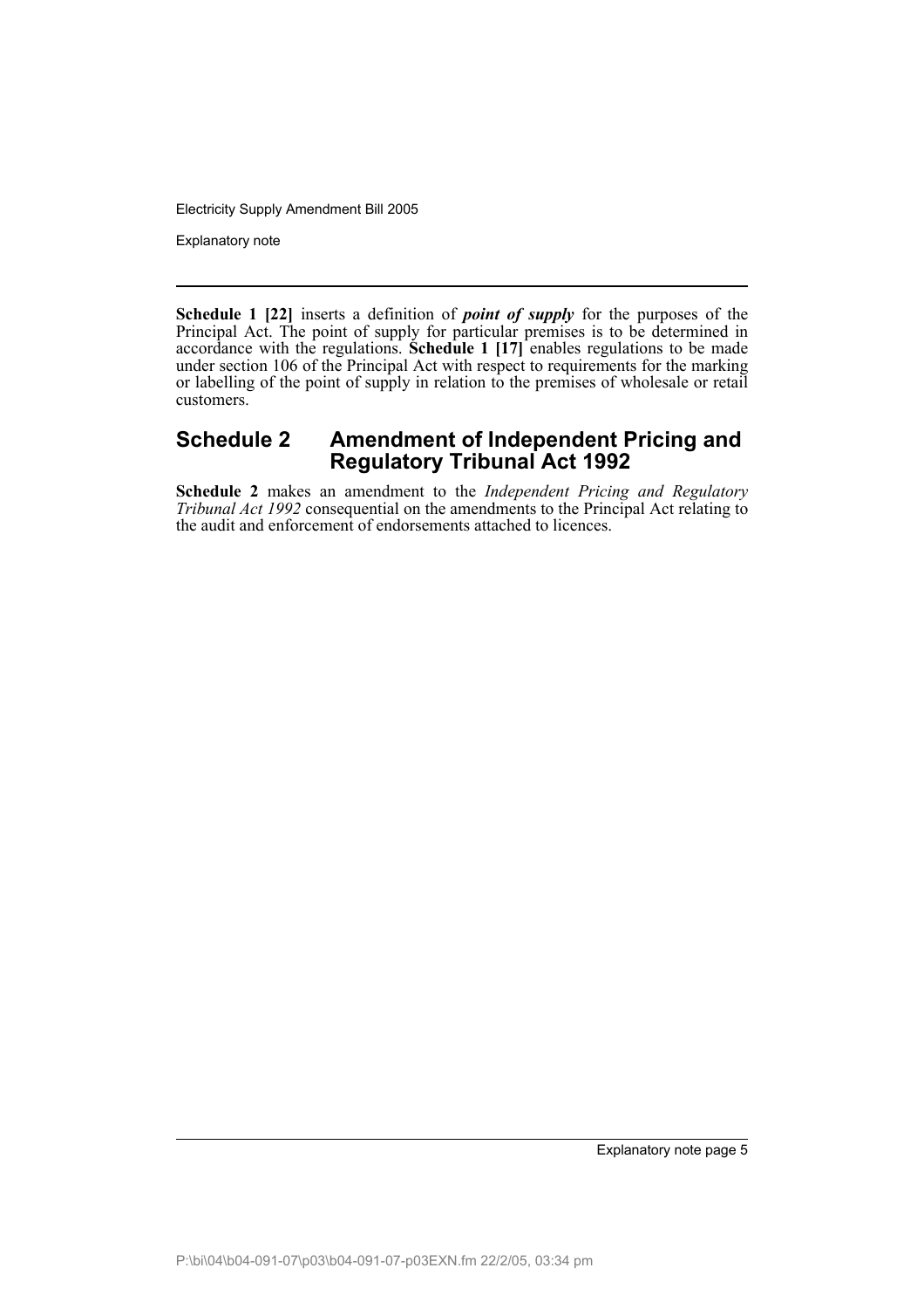**Schedule 1 [22]** inserts a definition of ***point of supply*** for the purposes of the Principal Act. The point of supply for particular premises is to be determined in accordance with the regulations. **Schedule 1 [17]** enables regulations to be made under section 106 of the Principal Act with respect to requirements for the marking or labelling of the point of supply in relation to the premises of wholesale or retail customers.

## Schedule 2 Amendment of Independent Pricing and Regulatory Tribunal Act 1992

**Schedule 2** makes an amendment to the *Independent Pricing and Regulatory Tribunal Act 1992* consequential on the amendments to the Principal Act relating to the audit and enforcement of endorsements attached to licences.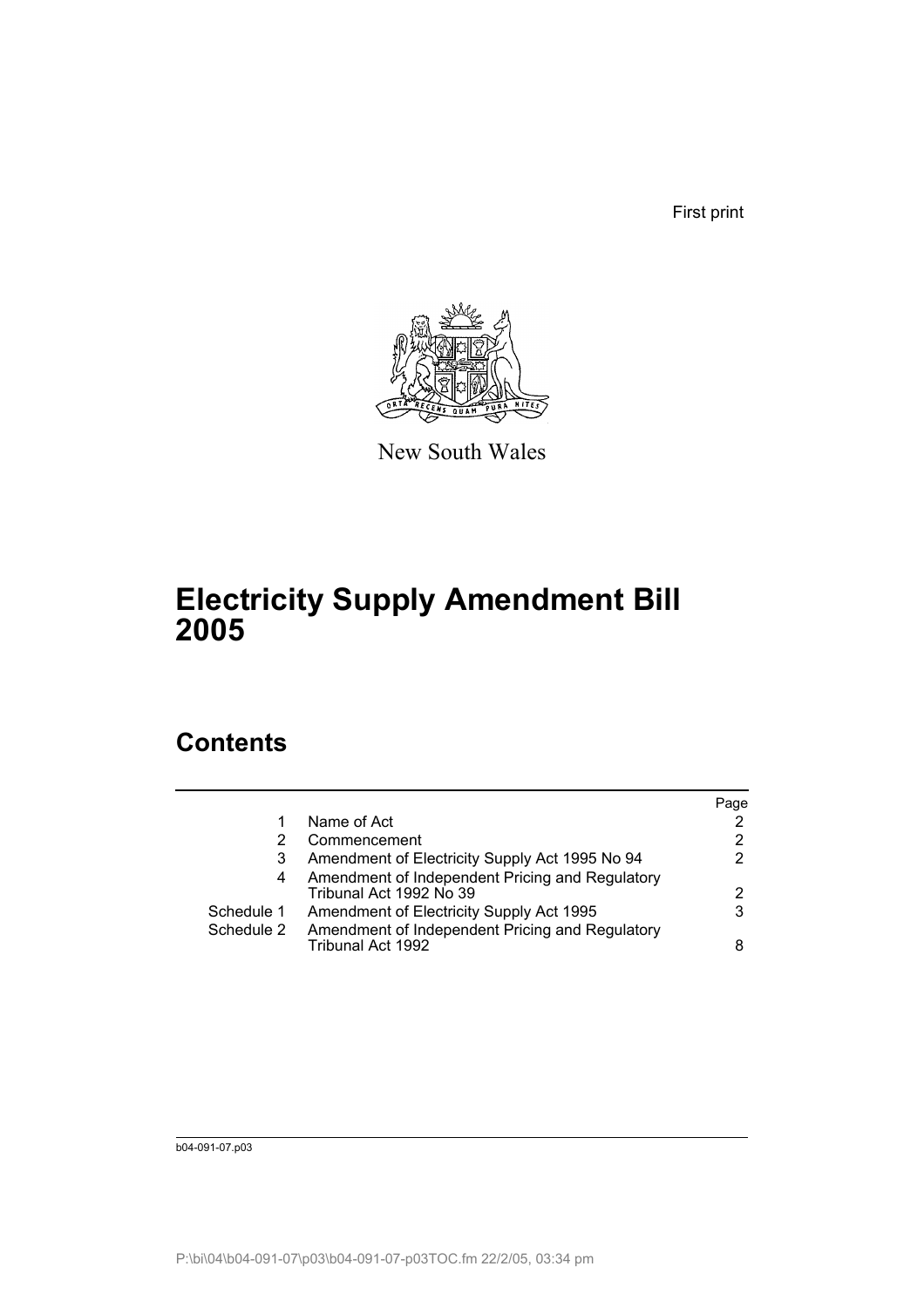First print

New South Wales

# Electricity Supply Amendment Bill 2005

## Contents

| | | Page |
|---|---|---|
| 1 | Name of Act | 2 |
| 2 | Commencement | 2 |
| 3 | Amendment of Electricity Supply Act 1995 No 94 | 2 |
| 4 | Amendment of Independent Pricing and Regulatory Tribunal Act 1992 No 39 | 2 |
| Schedule 1 | Amendment of Electricity Supply Act 1995 | 3 |
| Schedule 2 | Amendment of Independent Pricing and Regulatory Tribunal Act 1992 | 8 |

b04-091-07.p03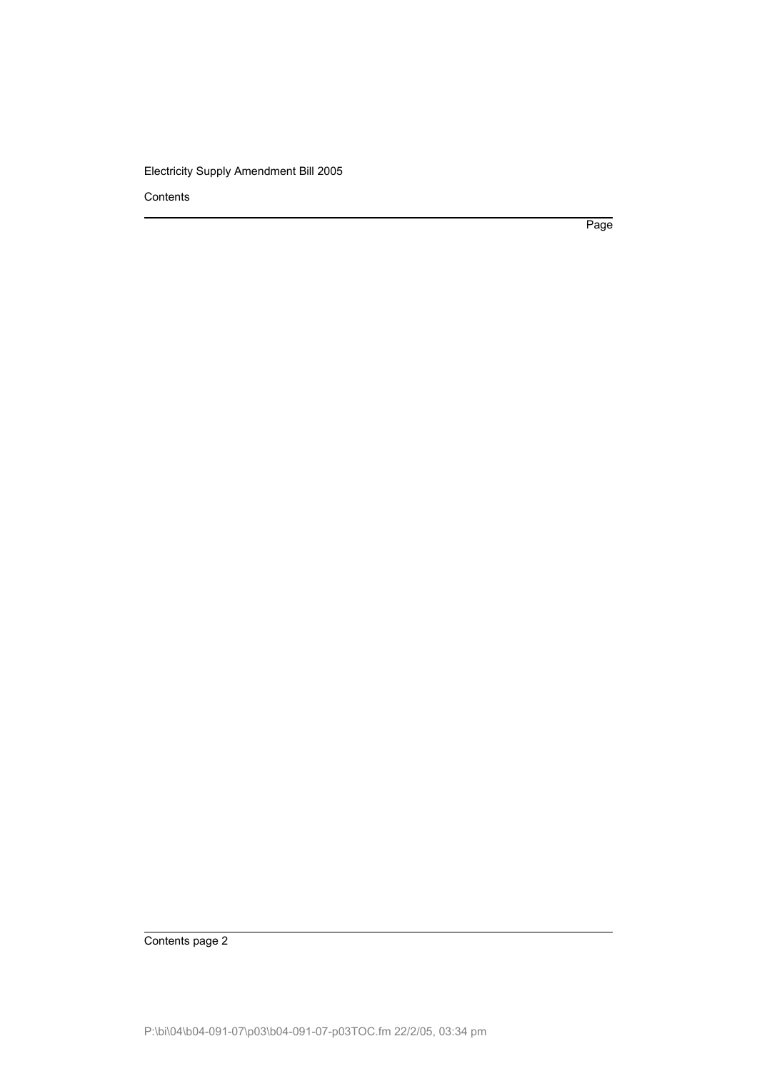Contents

Page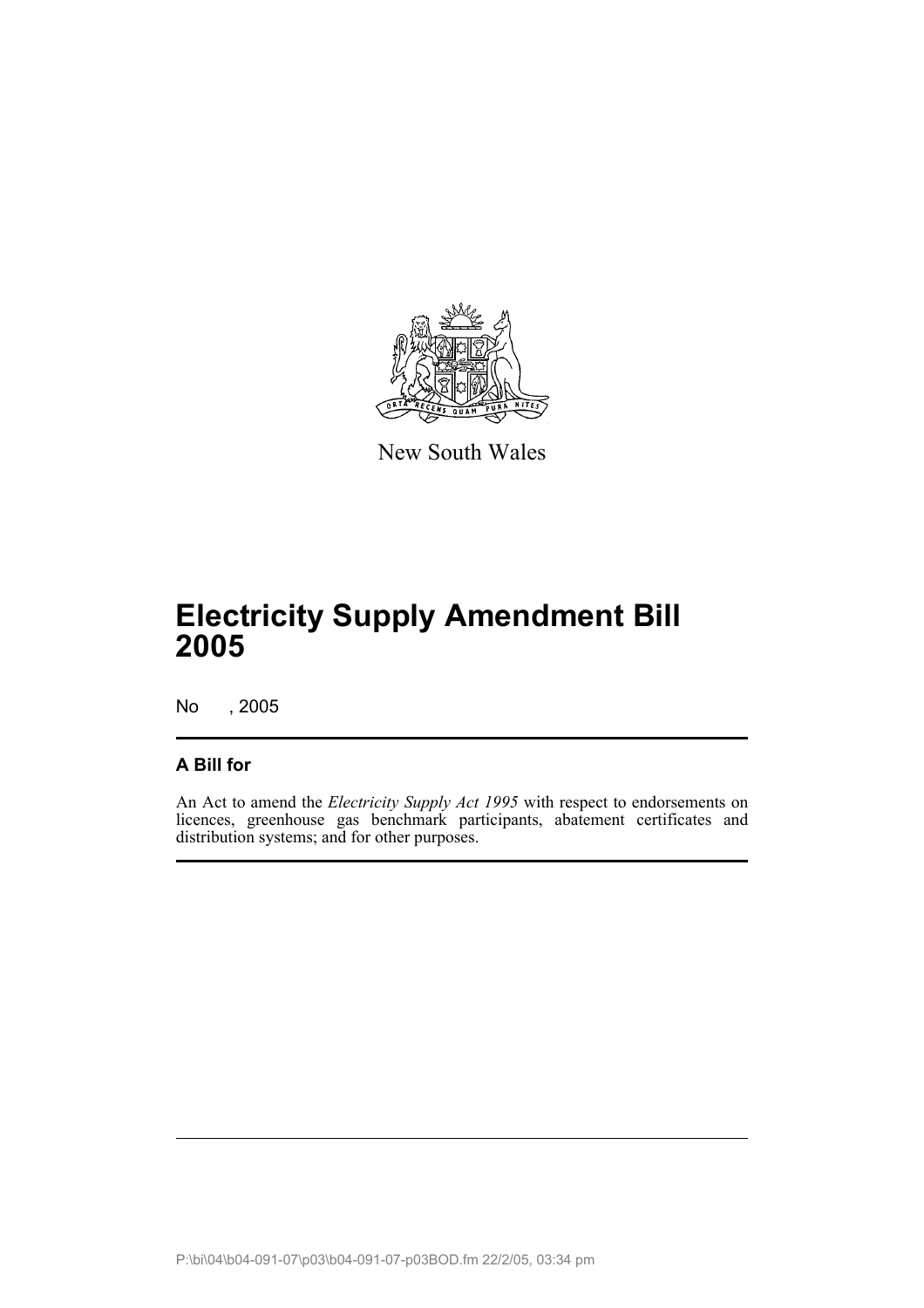New South Wales

# Electricity Supply Amendment Bill 2005

No , 2005

## A Bill for

An Act to amend the *Electricity Supply Act 1995* with respect to endorsements on licences, greenhouse gas benchmark participants, abatement certificates and distribution systems; and for other purposes.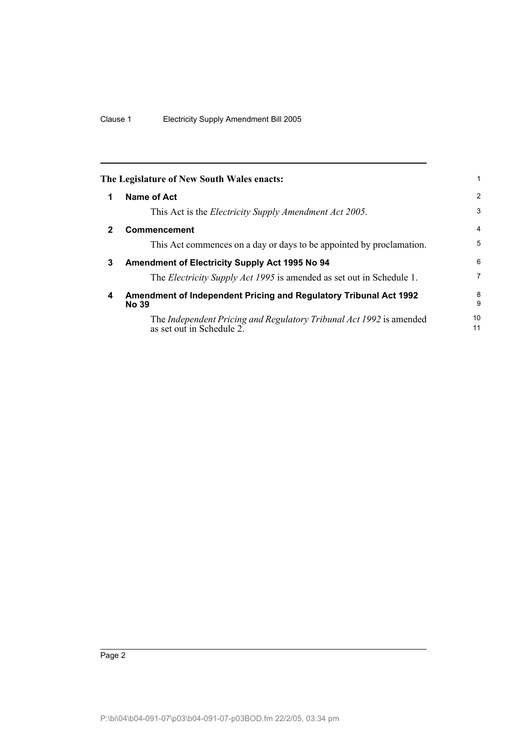The Legislature of New South Wales enacts:

## 1 Name of Act

This Act is the *Electricity Supply Amendment Act 2005*.

## 2 Commencement

This Act commences on a day or days to be appointed by proclamation.

## 3 Amendment of Electricity Supply Act 1995 No 94

The *Electricity Supply Act 1995* is amended as set out in Schedule 1.

## 4 Amendment of Independent Pricing and Regulatory Tribunal Act 1992 No 39

The *Independent Pricing and Regulatory Tribunal Act 1992* is amended as set out in Schedule 2.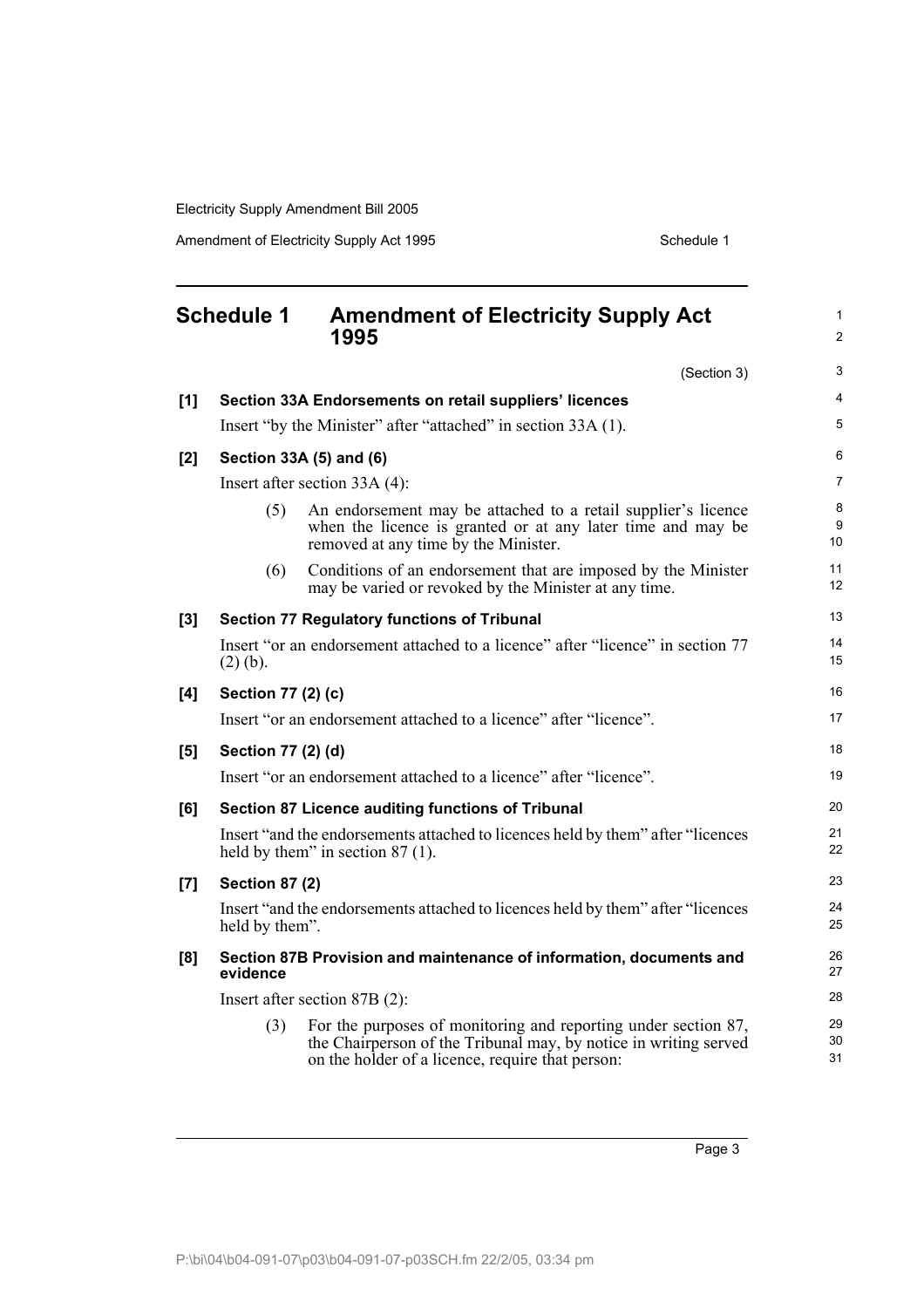## Schedule 1 Amendment of Electricity Supply Act 1995

(Section 3)

**[1] Section 33A Endorsements on retail suppliers' licences**

Insert "by the Minister" after "attached" in section 33A (1).

**[2] Section 33A (5) and (6)**

Insert after section 33A (4):

> (5) An endorsement may be attached to a retail supplier's licence when the licence is granted or at any later time and may be removed at any time by the Minister.
>
> (6) Conditions of an endorsement that are imposed by the Minister may be varied or revoked by the Minister at any time.

**[3] Section 77 Regulatory functions of Tribunal**

Insert "or an endorsement attached to a licence" after "licence" in section 77 (2) (b).

**[4] Section 77 (2) (c)**

Insert "or an endorsement attached to a licence" after "licence".

**[5] Section 77 (2) (d)**

Insert "or an endorsement attached to a licence" after "licence".

**[6] Section 87 Licence auditing functions of Tribunal**

Insert "and the endorsements attached to licences held by them" after "licences held by them" in section 87 (1).

**[7] Section 87 (2)**

Insert "and the endorsements attached to licences held by them" after "licences held by them".

**[8] Section 87B Provision and maintenance of information, documents and evidence**

Insert after section 87B (2):

> (3) For the purposes of monitoring and reporting under section 87, the Chairperson of the Tribunal may, by notice in writing served on the holder of a licence, require that person: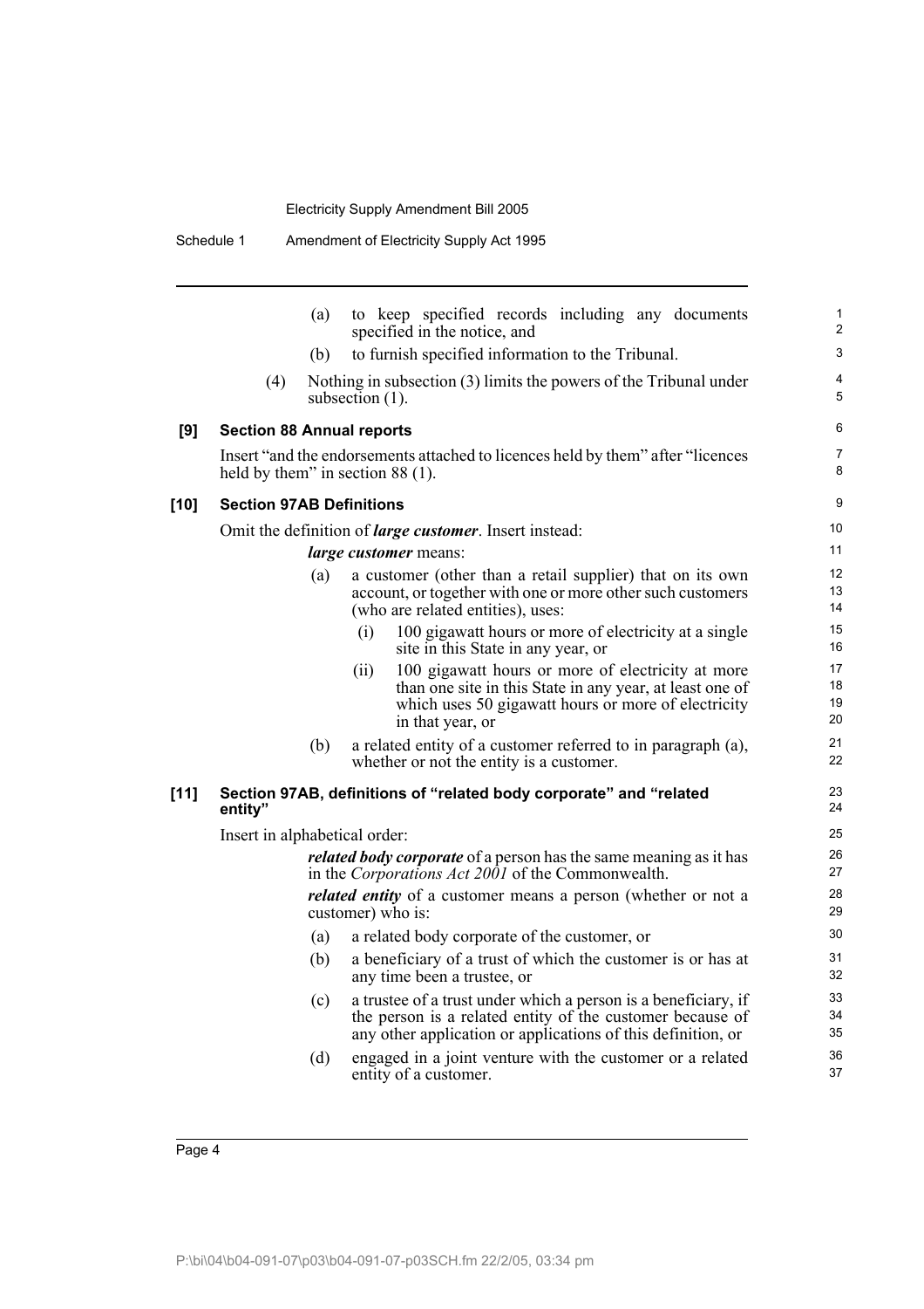(a) to keep specified records including any documents specified in the notice, and

(b) to furnish specified information to the Tribunal.

(4) Nothing in subsection (3) limits the powers of the Tribunal under subsection (1).

### [9] Section 88 Annual reports

Insert "and the endorsements attached to licences held by them" after "licences held by them" in section 88 (1).

### [10] Section 97AB Definitions

Omit the definition of ***large customer***. Insert instead:

***large customer*** means:

(a) a customer (other than a retail supplier) that on its own account, or together with one or more other such customers (who are related entities), uses:

(i) 100 gigawatt hours or more of electricity at a single site in this State in any year, or

(ii) 100 gigawatt hours or more of electricity at more than one site in this State in any year, at least one of which uses 50 gigawatt hours or more of electricity in that year, or

(b) a related entity of a customer referred to in paragraph (a), whether or not the entity is a customer.

### [11] Section 97AB, definitions of "related body corporate" and "related entity"

Insert in alphabetical order:

***related body corporate*** of a person has the same meaning as it has in the *Corporations Act 2001* of the Commonwealth.

***related entity*** of a customer means a person (whether or not a customer) who is:

(a) a related body corporate of the customer, or

(b) a beneficiary of a trust of which the customer is or has at any time been a trustee, or

(c) a trustee of a trust under which a person is a beneficiary, if the person is a related entity of the customer because of any other application or applications of this definition, or

(d) engaged in a joint venture with the customer or a related entity of a customer.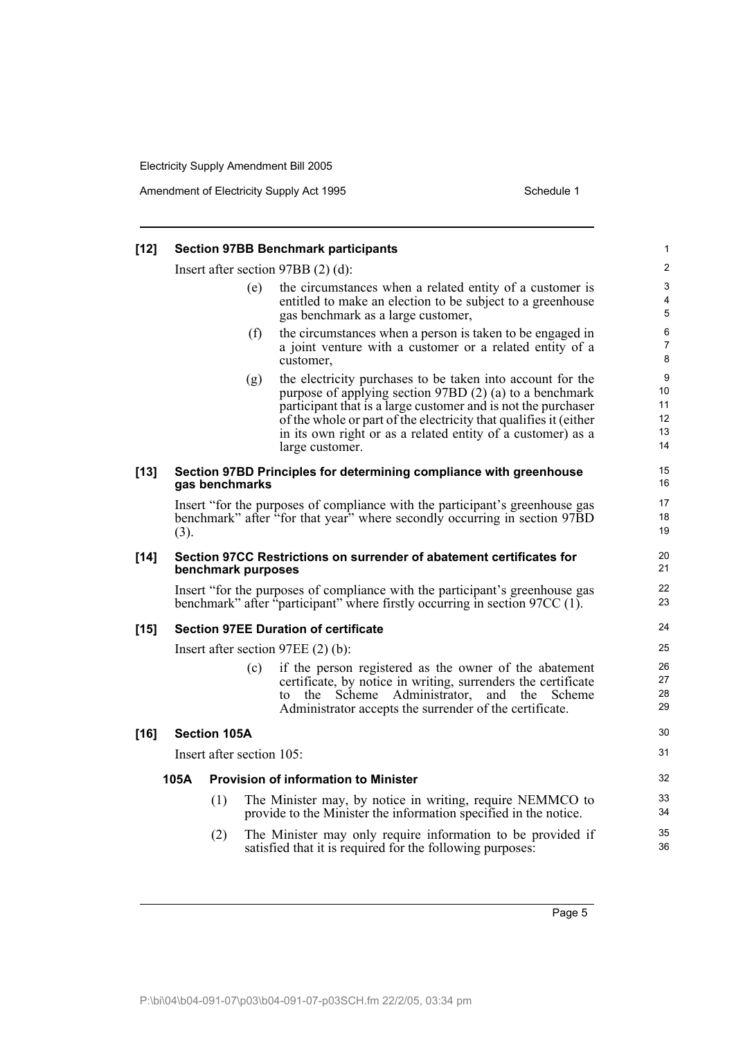**[12] Section 97BB Benchmark participants**

Insert after section 97BB (2) (d):

> (e) the circumstances when a related entity of a customer is entitled to make an election to be subject to a greenhouse gas benchmark as a large customer,
>
> (f) the circumstances when a person is taken to be engaged in a joint venture with a customer or a related entity of a customer,
>
> (g) the electricity purchases to be taken into account for the purpose of applying section 97BD (2) (a) to a benchmark participant that is a large customer and is not the purchaser of the whole or part of the electricity that qualifies it (either in its own right or as a related entity of a customer) as a large customer.

**[13] Section 97BD Principles for determining compliance with greenhouse gas benchmarks**

Insert "for the purposes of compliance with the participant's greenhouse gas benchmark" after "for that year" where secondly occurring in section 97BD (3).

**[14] Section 97CC Restrictions on surrender of abatement certificates for benchmark purposes**

Insert "for the purposes of compliance with the participant's greenhouse gas benchmark" after "participant" where firstly occurring in section 97CC (1).

**[15] Section 97EE Duration of certificate**

Insert after section 97EE (2) (b):

> (c) if the person registered as the owner of the abatement certificate, by notice in writing, surrenders the certificate to the Scheme Administrator, and the Scheme Administrator accepts the surrender of the certificate.

**[16] Section 105A**

Insert after section 105:

**105A Provision of information to Minister**

(1) The Minister may, by notice in writing, require NEMMCO to provide to the Minister the information specified in the notice.

(2) The Minister may only require information to be provided if satisfied that it is required for the following purposes: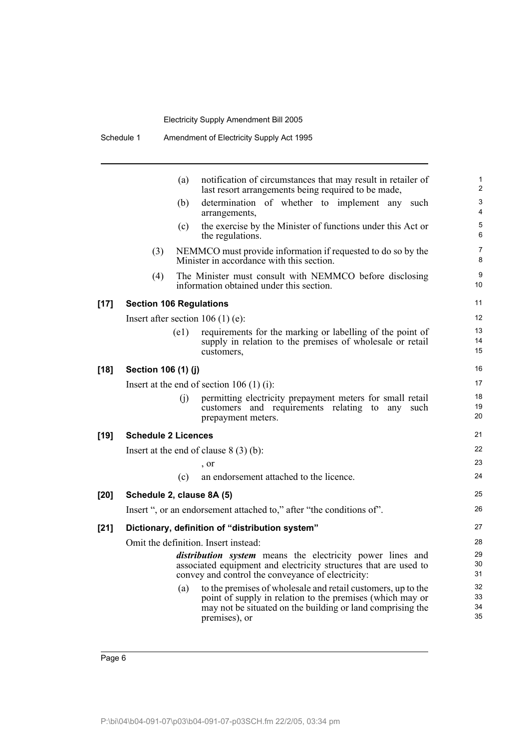(a) notification of circumstances that may result in retailer of last resort arrangements being required to be made,

(b) determination of whether to implement any such arrangements,

(c) the exercise by the Minister of functions under this Act or the regulations.

(3) NEMMCO must provide information if requested to do so by the Minister in accordance with this section.

(4) The Minister must consult with NEMMCO before disclosing information obtained under this section.

### [17] Section 106 Regulations

Insert after section 106 (1) (e):

(e1) requirements for the marking or labelling of the point of supply in relation to the premises of wholesale or retail customers,

### [18] Section 106 (1) (j)

Insert at the end of section 106 (1) (i):

(j) permitting electricity prepayment meters for small retail customers and requirements relating to any such prepayment meters.

### [19] Schedule 2 Licences

Insert at the end of clause 8 (3) (b):

, or

(c) an endorsement attached to the licence.

### [20] Schedule 2, clause 8A (5)

Insert ", or an endorsement attached to," after "the conditions of".

### [21] Dictionary, definition of "distribution system"

Omit the definition. Insert instead:

***distribution system*** means the electricity power lines and associated equipment and electricity structures that are used to convey and control the conveyance of electricity:

(a) to the premises of wholesale and retail customers, up to the point of supply in relation to the premises (which may or may not be situated on the building or land comprising the premises), or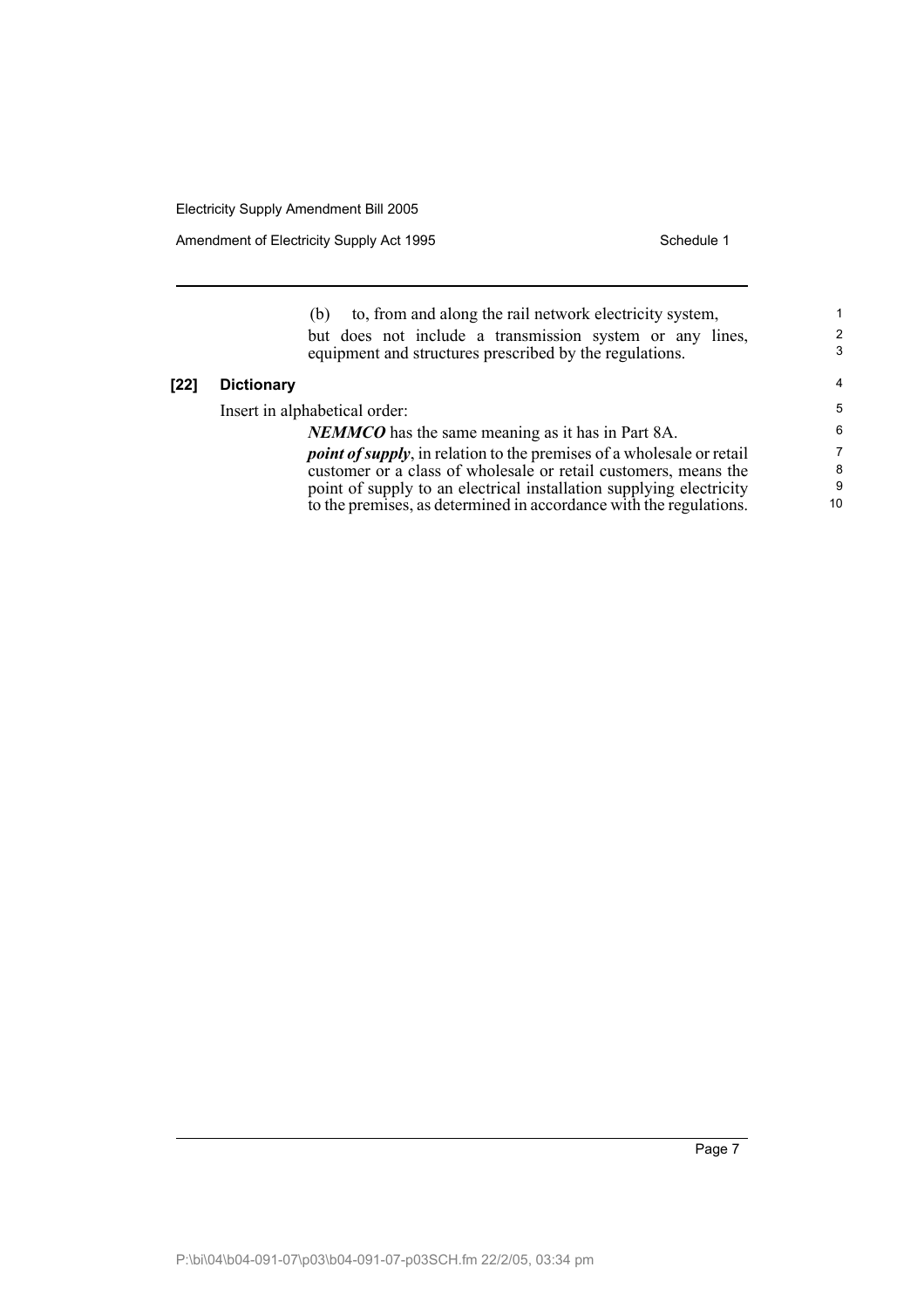(b) to, from and along the rail network electricity system,

but does not include a transmission system or any lines, equipment and structures prescribed by the regulations.

**[22] Dictionary**

Insert in alphabetical order:

***NEMMCO*** has the same meaning as it has in Part 8A.

***point of supply***, in relation to the premises of a wholesale or retail customer or a class of wholesale or retail customers, means the point of supply to an electrical installation supplying electricity to the premises, as determined in accordance with the regulations.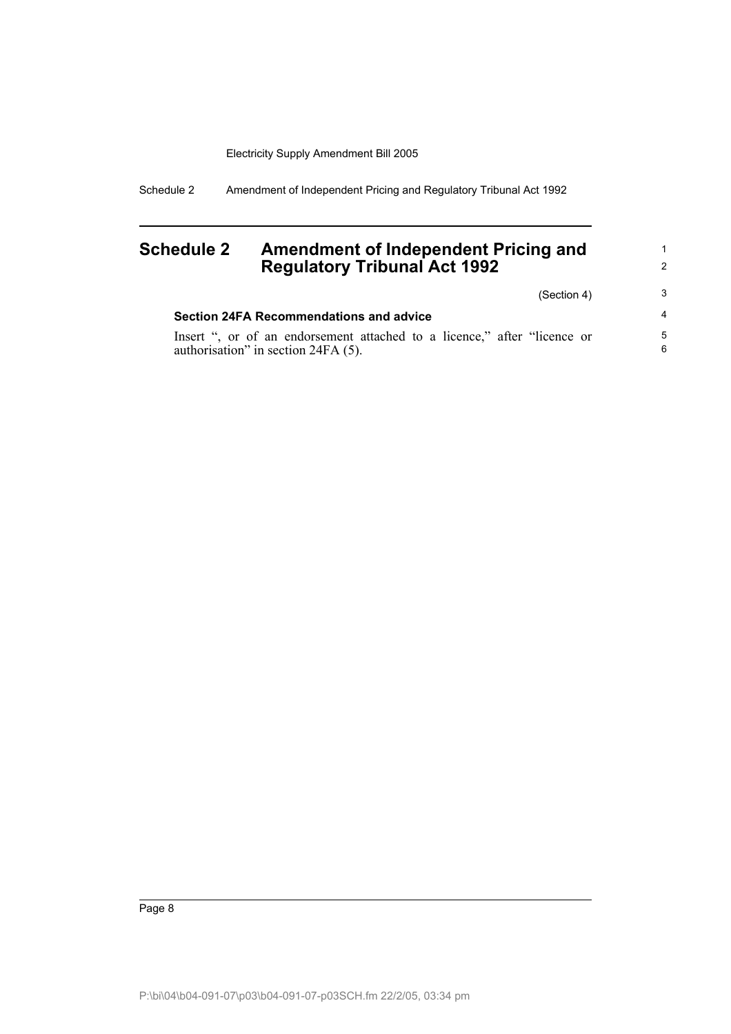# Schedule 2 Amendment of Independent Pricing and Regulatory Tribunal Act 1992

(Section 4)

### Section 24FA Recommendations and advice

Insert ", or of an endorsement attached to a licence," after "licence or authorisation" in section 24FA (5).